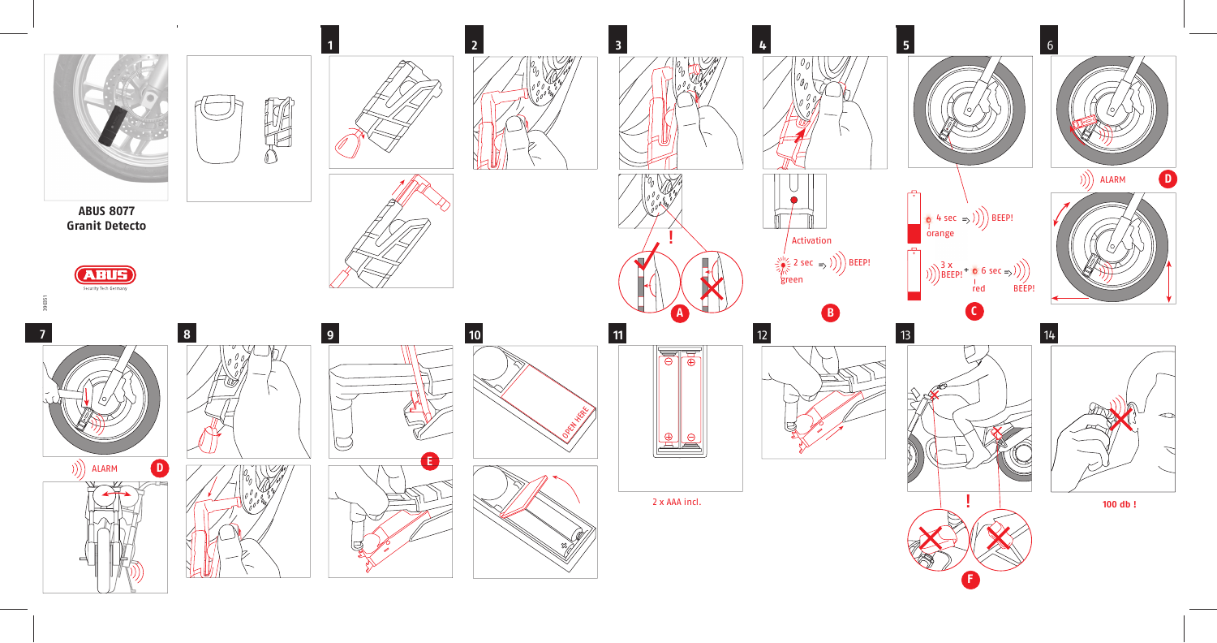**ABUS 8077**
**Granit Detecto**

ABUS
Security Tech Germany

1

2

3

!

A

4

Activation

2 sec ⇒ BEEP!
green

B

5

4 sec ⇒ BEEP!
orange

3 x BEEP! + 6 sec ⇒ BEEP!
red

C

6

ALARM

D

7

ALARM

D

8

9

E

10

OPEN HERE

11

2 x AAA incl.

12

13

!

F

14

100 db !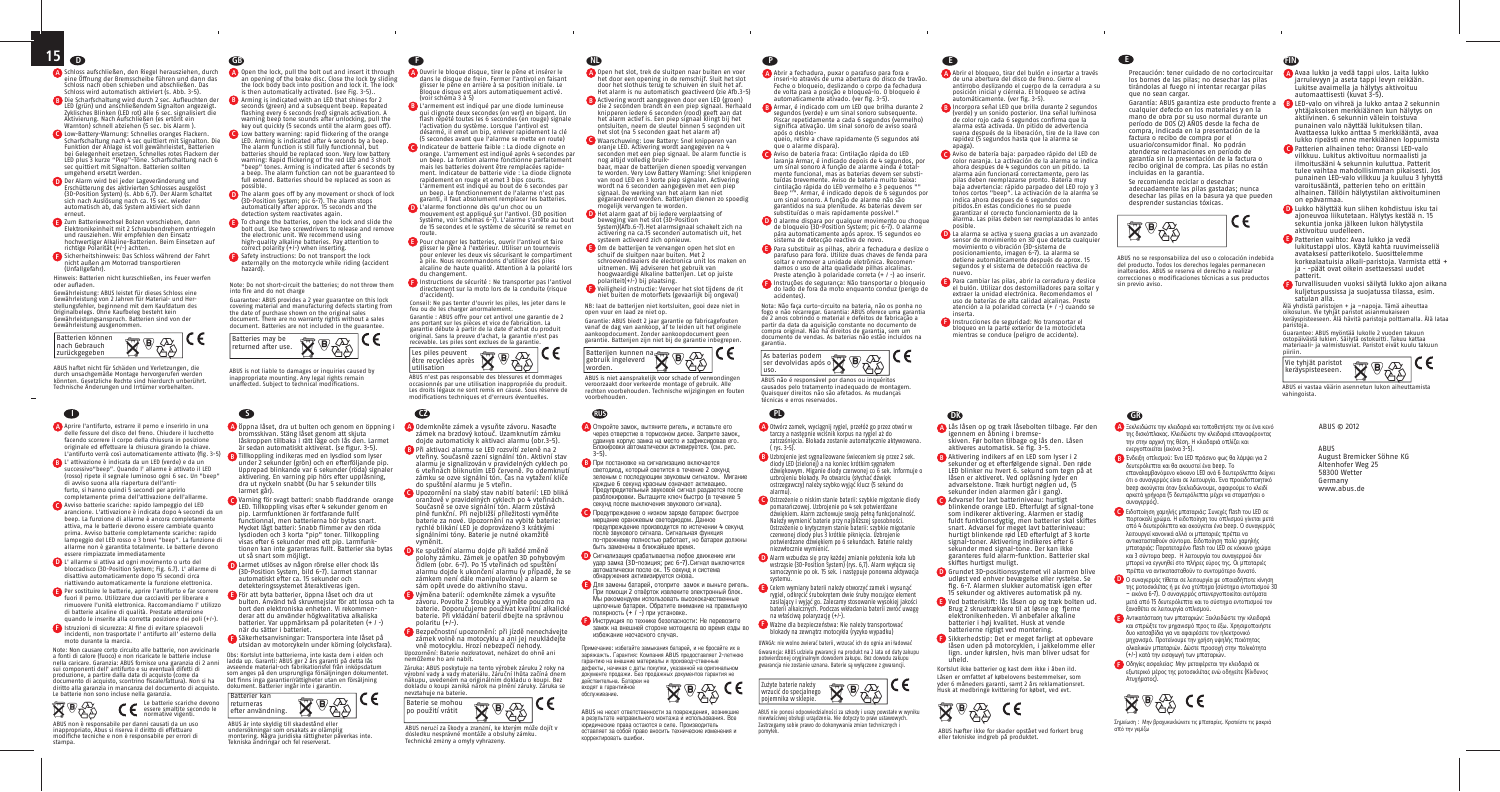## D

**A** Schloss aufschließen, den Riegel herausziehen, durch eine Öffnung der Bremsscheibe führen und dann das Schloss nach oben schieben und abschließen. Das Schloss wird automatisch aktiviert (s. Abb. 3-5).

**B** Die Scharfschaltung wird durch 2 sec. Aufleuchten der LED (grün) und anschließendem Signalton angezeigt. Zyklisches Blinken (LED rot) alle 6 sec. signalisiert die Aktivierung. Nach Aufschließen (es ertönt ein Warnton) schnell abziehen (5 sec. bis Alarm).

**C** Low-Battery-Warnung: Schnelles orangenes Flackern. Scharfschaltung nach 4 sec quittiert mit Signalton. Die Funktion der Anlage ist voll gewährleistet, Batterien aber baldmöglichst ersetzen. Schnelles rotes Flackern der LED plus 3 kurze "Piep"-Töne. Scharfschaltung nach 6 sec quittiert mit Signalton. Batterien sollten umgehend ersetzt werden.

**D** Der Alarm wird bei jeder Lageveränderung und Erschütterung des aktivierten Schlosses ausgelöst (3D-Position System) (s. Abb 6-7). Der Alarm schaltet sich nach Auslösung nach ca. 15 sec. wieder automatisch ab, das System aktiviert sich dann erneut.

**E** Zum Batteriewechsel Bolzen verschieben, dann Elektronikeinheit mit 2 Schraubendrehern entriegeln und rausziehen. Wir empfehlen den Einsatz hochwertiger Alkaline-Batterien. Beim Einsetzen auf richtige Polarität (+/-) achten.

**F** Sicherheitshinweis: Das Schloss während der Fahrt nicht außen am Motorrad transportieren (Unfallgefahr).

Hinweis: Batterien nicht kurzschließen, ins Feuer werfen oder aufladen.

Gewährleistung: ABUS leistet für dieses Schloss eine Gewährleistung von 2 Jahren für Material- und Herstellungsfehler, beginnend mit dem Kaufdatum des Originalbelegs. Ohne Kaufbeleg besteht kein Gewährleistungsanspruch. Batterien sind von der Gewährleistung ausgenommen.

Batterien können nach Gebrauch zurückgegeben

ABUS haftet nicht für Schäden und Verletzungen, die durch unsachgemäße Montage hervorgerufen werden könnten. Gesetzliche Rechte sind hierdurch unberührt. Technische Änderungen und Irrtümer vorbehalten.

## GB

**A** Open the lock, pull the bolt out and insert it through an opening of the brake disc. Close the lock by sliding the lock body back into position and lock it. The lock is then automatically activated. (see fig. 3-5).

**B** Arming is indicated with an LED that shines for 2 seconds (green) and a subsequent beep. Repeated flashing every 6 seconds (red) signals activation. A warning beep tone sounds after unlocking, pull the key out quickly (5 seconds until the alarm goes off).

**C** Low battery warning: rapid flickering of the orange LED. Arming is indicated after 4 seconds by a beep. The alarm function is still fully functional, but batteries should be replaced soon. Very low battery warning: Rapid flickering of the red LED and 3 short "beep" tones. Arming is indicated after 6 seconds by a beep. The alarm function can not be guaranteed to full extent. Batteries should be replaced as soon as possible.

**D** The alarm goes off by any movement or shock of lock (3D-Position System; pic 6-7). The alarm automatically deactivates after approx. 15 seconds and the detection system reactivates again.

**E** To change the batteries, open the lock and slide the bolt out. Use two screwdrivers to release and remove the electronic unit. We recommend using high-quality alkaline batteries. Pay attention to correct polarity (+/-).

**F** Safety instructions: Do not transport the lock externally on the motorcycle while riding (accident hazard).

Note: Do not short-circuit the batteries; do not throw them into the fire and do not charge

Guarantee: ABUS provides a 2 year guarantee on this lock covering material and manufacturing defects starting from the date of purchase shown on the original sales document. There are no warranty rights without a sales document. Batteries are not included in the guarantee.

Batteries may be returned after use.

ABUS is not liable to damages or injuries caused by inappropriate mounting. Any legal rights remain unaffected. Subject to technical modifications.

## F

**A** Ouvrir le bloque disque, tirer le pêne et insérer le dans le disque de frein. Fermer l'antivol en faisant glisser le pêne en arrière à sa position initiale. Le bloque disque est alors automatiquement activé. (voir schéma 3 à 5)

**B** L'armement est indiqué par une diode lumineuse qui clignote deux secondes (en vert) et un bip. Un flash répété toutes les 6 secondes (en rouge) signale l'activation du système. Lorsque l'antivol est désarmé, il émet un bip, enlever rapidement la clé (5 secondes avant que l'alarme se mette en route)

**C** Indicateur de batterie faible : La diode clignote en orange. L'armement est indiqué après 4 secondes par un beep. La fonction alarme fonctionne parfaitement mais les batteries doivent être remplacées rapidement. Indicateur de batterie vide : La diode clignote rapidement en rouge et émet 3 bips courts. L'armement est indiqué au bout de 6 secondes par un beep. Le fonctionnement de l'alarme n'est pas garanti, il faut absolument remplacer les batteries.

**D** L'alarme fonctionne dès qu'un choc ou un mouvement est appliqué sur l'antivol. (3D position Système, voir Schémas 6-7). L'alarme s'arrête au bout de 15 secondes et le système de sécurité se remet en route.

**E** Pour changer les batteries, ouvrir l'antivol et faire glisser le pêne à l'extérieur. Utiliser un tournevis pour enlever les deux vis sécurisant le compartiment à pile. Nous recommandons d'utiliser des piles alcaline de haute qualité. Attention à la polarité lors du changement.

**F** Instructions de sécurité : Ne transporter pas l'antivol directement sur la moto lors de la conduite (risque d'accident).

Conseil: Ne pas tenter d'ouvrir les piles, les jeter dans le feu ou de les charger anormalement.

Garantie : ABUS offre pour cet antivol une garantie de 2 ans portant sur les pièces et vice de fabrication. La garantie débute à partir de la date d'achat du produit original. Sans la preuve d'achat, la garantie n'est pas recevable. Les piles sont exclues de la garantie.

Les piles peuvent être recyclées après utilisation

ABUS n'est pas responsable des blessures et dommages occasionnés par une utilisation inappropriée du produit. Les droits légaux ne sont remis en cause. Sous réserve de modifications techniques et d'erreurs éventuelles.

## NL

**A** Open het slot, trek de sluitpen naar buiten en voer het door een opening in de remschijf. Sluit het slot door het slothuis terug te schuiven en sluit het af. Het alarm is nu automatisch geactiveerd (zie afb.3-5)

**B** Activering wordt aangegeven door een LED (groen) die 2 seconden brandt en een piep signaal. Herhaald knipperen iedere 6 seconden (rood) geeft aan dat het alarm actief is. Een piep signaal klinkt bij het ontsluiten, neem de sleutel binnen 5 seconden uit het slot (na 5 seconden gaat het alarm af)

**C** Waarschuwing: Low Battery: Snel knipperen van oranje LED. Activering wordt aangegeven na 4 seconden met een piep signaal. De alarm functie is nog altijd volledig bruikbaar, maar de batterijen dienen spoedig vervangen te worden. Very low Battery Warning: Snel knipperen van rood LED en 3 korte piep signalen. Activering wordt na 6 seconden aangegeven met een piep signaal. De werking van het alarm kan niet gegarandeerd worden. Batterijen dienen zo spoedig mogelijk vervangen te worden.

**D** Het alarm gaat af bij iedere verplaatsing of beweging van het slot (3D-Position System)(Afb.6-7).Het alarmsignaal schakelt zich na activering na ca.15 seconden automatisch uit, het systeem activeert zich opnieuw.

**E** Om de batterijen te vervangen open het slot en schuif de sluitpen naar buiten. Met 2 schroevendraaiers de electronica unit los maken en uitnemen. Wij adviseren het gebruik van hoogwaardige Alkaline batterijen. Let op juiste polariteit(+/-) bij plaatsing.

**F** Veiligheid instructie: Vervoer het slot tijdens de rit niet buiten de motorfiets (gevaarlijk bij ongeval)

NB: laat de batterijen niet kortsluiten, gooi deze niet in open vuur en laad ze niet op.

Garantie: ABUS biedt 2 jaar garantie op fabricagefouten vanaf de dag van aankoop, af te leiden uit het originele aankoopdocument. Zonder aankoopdocument geen garantie. Batterijen zijn niet bij de garantie inbegrepen.

Batterijen kunnen na gebruik ingeleverd worden.

ABUS is niet aansprakelijk voor schade of verwondingen veroorzaakt door verkeerde montage of gebruik. Alle rechten voorbehouden. Technische wijzigingen en fouten voorbehouden.

## P

**A** Abrir a fechadura, puxar o parafuso para fora e inseri-lo através de uma abertura do disco de travão. Feche o bloqueio, deslizando o corpo da fechadura de volta para a posição e bloqueá-lo. O bloqueio é automaticamente ativado. (ver fig. 3-5).

**B** Armar, é indicado com um LED que brilha durante 2 segundos (verde) e um sinal sonoro subsequente. Piscar repetidamente a cada 6 segundos (vermelho) significa ativação. Um sinal sonoro de aviso soará após o desbloqueio, retire a chave rapidamente (5 segundos até que o alarme dispare).

**C** Aviso de bateria fraca: Cintilação rápida do LED laranja Armar, é indicado depois de 4 segundos, por um sinal sonoro. A função de alarme ainda é totalmente funcional, mas as baterias devem ser substituídas em breve. Aviso de bateria muito baixa: cintilação rápida do LED vermelho e 3 pequenos "Beep"". Armar, é indicado depois de 6 segundos por um sinal sonoro. A função de alarme não são garantidos na sua plenitude. As baterias devem ser substituídas o mais rapidamente possível."

**D** O alarme dispara por qualquer movimento ou choque do bloqueio (3D-Position System; pic 6-7). O alarme pára automaticamente após aprox. 15 segundos e o sistema de detecção reactiva de novo.

**E** Para substituir as pilhas, abrir a fechadura e deslize o parafuso para fora. Utilize duas chaves de fenda para soltar e remover a unidade electrónica. Recomendamos o uso de alta qualidade pilhas alcalinas. Preste atenção à polaridade correta (+ / -) ao inseri-las.

**F** Instruções de segurança: Não transportar o bloqueio no lado de fora da moto enquanto conduz (perigo de acidentes).

Nota: Não faça curto-circuito na bateria, não os ponha no fogo e não recarregue. Garantia: ABUS oferece uma garantia de 2 anos cobrindo o material e defeitos de fabricação a partir da data da aquisição constante no documento de compra original. Não há direitos de garantia, sem um documento de vendas. As baterias não estão incluídas na garantia.

As baterias podem ser devolvidas após o uso.

ABUS não é responsável por danos ou inquéritos causados pelo tratamento inadequado de montagem. Quaisquer direitos não são afetados. As mudanças técnicas e erros reservados.

## E

**A** Abrir el bloqueo, tirar del bulón e insertar a través de una abertura del disco de freno. Cierre el antirrobo deslizando el cuerpo de la cerradura a su posición inicial y ciérrela. El bloqueo se activa automáticamente. (ver fig. 3-5).

**B** Incorpora un LED que brilla durante 2 segundos (verde) y un sonido posterior. Una señal luminosa de color rojo cada 6 segundos confirma que la alarma está activada. Un pitido de advertencia suena después de la liberación, tire de la llave con rapidez (5 segundos hasta que la alarma se apaga).

**C** Aviso de batería baja: parpadeo rápido del LED de color naranja. La activación de la alarma se indica ahora después de 4 segundos con un pitido. La alarma aún funcionará correctamente, pero las pilas deben reemplazarse pronto. Batería muy baja advertencia: rápido parpadeo del LED rojo y 3 tonos cortos "beep". La activación de la alarma se indica ahora después de 6 segundos con un pitido. En estas condiciones no se puede garantizar el correcto funcionamiento de la alarma. Las pilas deben ser reemplazadas lo antes posible.

**D** La alarma se activa y suena gracias a un avanzado sensor de movimiento en 3D que detecta cualquier movimiento o vibración (3D-sistema de posicionamiento, imagen 6-7). La alarma se apaga automáticamente después de aprox. 15 segundos y el sistema de detección reactiva de nuevo.

**E** Para cambiar las pilas, abrir la cerradura y deslice el bulón. Utilizar dos destornilladores para soltar y extraer la unidad electrónica. Recomendamos el uso de baterías de alta calidad alcalinas. Preste atención a la polaridad correcta (+ / -) cuando se inserta.

**F** Instrucciones de seguridad: No transportar el bloqueo en la parte exterior de la motocicleta mientras se conduce (peligro de accidente).

## E (cont.)

Precaución: tener cuidado de no cortocircuitar los bornes de las pilas; no desechar las pilas tirándolas al fuego ni intentar recargar pilas que no sean cargar.

Garantía: ABUS garantiza este producto frente a cualquier defecto en los materiales y en la mano de obra por su uso normal durante un periodo de DOS (2) AÑOS desde la fecha de compra, indicada en la presentación de la factura o recibo de compra por el usuario/consumidor final. No podrán atenderse reclamaciones en periodo de garantía sin la presentación de la factura o recibo original de compra. Las pilas no están incluidas en la garantía.

Se recomienda reciclar o desechar adecuadamente las pilas gastadas; nunca desechar las pilas en la basura ya que pueden desprender sustancias tóxicas.

ABUS no se responsabiliza del uso o colocación indebida del producto. Todos los derechos legales permanecen inalterados. ABUS se reserva el derecho a realizar correcciones o modificaciones técnicas a sus productos sin previo aviso.

## FIN

**A** Avaa lukko ja vedä tappi ulos. Laita lukko jarrulevyyn ja aseta tappi levyn reikään. Lukitse avaimella ja häiytys aktivoituu automaattisesti (kuvat 3-5).

**B** LED-valo on vihreä ja lukko antaa 2 sekunnin yhtäjaksoisen merkkiäänen kun hälytys on aktiivinen. 6 sekunnin välein toistuva punainen valo näyttää lukituksen tilan. Avattaessa lukko antaa 5 merkkiääntä, avaa lukko nopeasti ennen merkkiäänen loppumista

**C** Patterin alhainen teho: Oranssi LED-valo vilkkuu. Lukitus aktivoituu normaalisti ja ilmoitusääni 4 sekunnin kuluttua. Patteri tulee vaihtaa mahdollisimman pikaisesti. Jos punainen LED-valo vilkkuu ja kuuluu 3 lyhyttä varoitusääntä, patterien teho on erittäin alhainen. Tällöin hälytyslaite aktivoitumineen on epävarmaa.

**D** Lukko hälyttää kun siihen kohdistuu isku tai ajoneuvoa liikutetaan. Hälytys kestää n. 15 sekuntia jonka jälkeen lukon hälytystila aktivoituu uudelleen.

**E** Patterien vaihto: Avaa lukko ja vedä lukitustappi ulos. Käytä kahta ruuvimeisseliä avataksesi patterikotelo. Suosittelemme korkealaatuisia alkali-paristoja. Varmista että + - -päät ovat oikein asettaessasi uudet patterit.

**F** Turvallisuuden vuoksi säilytä lukko ajon aikana kuljetuspussissa ja suojatussa tilassa, esim. satulan alla.

Älä yhdistä paristojen + ja -napoja. Tämä aiheuttaa oikosulun. Vie tyhjät paristot asianmukaiseen keräyspisteeseen. Älä hävitä paristoja polttamalla. Älä lataa paristoja.

Guarantee: ABUS myöntää lukolle 2 vuoden takuun ostopäivästä lukien. Säilytä ostokuitti. Takuu kattaa materiaali- ja valmistusviat. Paristot eivät kuulu takuun piiriin.

Vie tyhjät paristot keräyspisteeseen.

ABUS ei vastaa vääriin asennetun lukon aiheuttamista vahingoista.

## I

**A** Aprire l'antifurto, estrarre il perno e inserirlo in una delle fessure del disco del freno. Chiudere il lucchetto facendo scorrere il corpo della chiusura in posizione originale ed effettuare la chiusura girando la chiave. L'antifurto verrà così automaticamente attivato (fig. 3-5)

**B** L' attivazione è indicata da un LED (verde) e da un successivo"beep". Quando l' allarme è attivato il LED (rosso) ripete il segnale luminoso ogni 6 sec. Un "beep" di avviso suona alla rapertura dell'anti-furto, si hanno quindi 5 secondi per aprirlo completamente prima dell'attivazione dell'allarme.

**C** Avviso batterie scariche: rapido lampeggio del LED arancione. L'attivazione è indicata dopo 4 secondi da un beep. La funzione di allarme è ancora completamente attiva, ma le batterie devono essere cambiate quanto prima. Avviso batterie completamente scariche: rapido lampeggio del LED rosso e 3 brevi "beep". La funzione di allarme non è garantita totalmente. Le batterie devono essere rimpiazzate immediatamente.

**D** L' allarme si attiva ad ogni movimento o urto del bloccadisco (3D-Position System). (fig. 6-7). L' allarme di disattiva automaticamente dopo 15 secondi circa riattivando automaticamente la funzione elettronica.

**E** Per sostituire le batterie, aprire l'antifurto e far scorrere fuori il perno. Utilizzare due cacciaviti per liberare e rimuovere l'unità elettronica. Raccomandiamo l' utilizzo di batterie alcaline di qualità. Prestare attenzione quando le inserite alla corretta posizione dei poli (+/-).

**F** Istruzioni di sicurezza: Al fine di evitare spiacevoli incidenti, non trasportate l' antifurto all' esterno della moto durante la marcia.

Note: Non causare corto circuito alle batterie, non avvicinarle a fonti di calore (fuoco) e non ricaricare le batterie incluse nella carcassa. Garanzia: ABUS fornisce una garanzia di 2 anni sul componenti dell' antifurto e su eventuali difetti di produzione, a partire dalla data di acquisto (come da documento di acquisto, scontrino fiscale/fattura). Non si ha diritto alla garanzia in mancanza del documento di acquisto. Le batterie non sono incluse nella garanzia.

Le batterie scariche devono essere smaltite secondo le normative vigenti.

ABUS non è responsabile per danni causati da un uso inappropriato. Abus si riserva il diritto di effettuare modifiche tecniche e non è responsabile per errori di stampa.

## S

**A** Öppna låset, dra ut bulten och genom en öppning i bromsskivan. Stäng låset genom att skjuta låskroppen tillbaka i rätt läge och lås den. Larmet är sedan automatiskt aktiverat. (Se fig. 3-5).

**B** Tillkoppling indikeras med en lysdiod som lyser under 2 sekunder (grön) och en efterföljande pip. Upprepad blinkande var 6 sekunder (röd) signaler aktivering. En varning pip hörs efter upplåsning, dra ut nyckeln snabbt (Du har 5 sekunder tills larmet går).

**C** Varning för svagt batteri: snabb fladdrande orange LED. Tillkopplingen visas efter 4 sekunder genom en pip. Larmfunktionen är fortfarande fullt funktionell, men batterierna bör bytas snart. Mycket lågt batteri: Snabb flimmer av den röda lysdioden och 3 korta "pip" toner. Tillkoppling visas efter 6 sekunder med ett pip. Larmfunktionen kan inte garanteras fullt. Batterier ska bytas ut så snart som möjligt.

**D** Larmet utlöses av någon rörelse eller chock i lås (3D-Position System, bild 6-7). Larmet stannar automatiskt efter ca. 15 sekunder och detektionssystemet återaktiveras igen.

**E** För att byta batterier, öppna låset och dra ut bulten. Använd två skruvmejslar för att lossa och ta bort den elektroniska enheten. Vi rekommenderar att du använder högkvalitativa alkaliska batterier. Var uppmärksam på polariteten (+ / -) när du sätter i batteriet.

**F** Säkerhetsanvisningar: Transportera inte låset på utsidan av motorcykeln under körning (olycksfara).

Obs: Kortslut inte batterierna, inte kasta dem i elden och ladda up. Garanti: ABUS ger 2 års garanti på detta lås som täcker material- och fabrikationsfel från inköpsdatum som anges på den ursprungliga försäljningen dokumentet. Det finns inga garantirättigheter utan en försäljning dokument. Batterier ingår inte i garantin.

Batterier kan returneras efter användning.

ABUS är inte skyldig till skadestånd eller underskrivningar som orsakats av olämplig montering. Några juridiska rättigheter påverkas inte. Tekniska ändringar och fel reserverat.

## CZ

**A** Odemkněte zámek a vysuňte závoru. Nasaďte zámek na brzdový kotouč. Zasmknutím zámku dojde automaticky k aktivaci alarmu (obr.3-5).

**B** Při aktivaci alarmu se LED rozsvítí zeleně na 2 vteřiny. Současně zazní signální tón. Aktivní stav alarmu je signalizován v pravidelných cyklech po 6 vteřinách blikáním LED červeně. Po odemknutí zámku se ozve signální tón. Tas na vytažení klíče do spuštění alarmu je 5 vteřin.

**C** Upozornění na slabý stav nabití baterií: LED bliká oranžově v pravidelných cyklech po 4 vteřinách. Současně se ozve signální tón. Alarm sice plně funkční. Při nejbližší příležitosti vyměňte baterie za nové. Upozornění na vybité baterie: rychlé blikání LED je doprovázeno 3 krátkými signálními tóny. Baterie je nutné okamžitě vyměnit.

**D** Ke spuštění alarmu dojde při každé změně polohy zámku. Zámek je opatřen 3D pohybovým čidlem (obr. 6-7). Po 15 vteřinách od spuštění alarmu dojde k ukončení alarmu (v případě, že se zámkem není dále manipulováno) a alarm se sám opět uvede do aktivního stavu.

**E** Výměna baterií: odemkněte zámek a vysuňte závoru. Povolte 2 šroubky a vyjměte pouzdro na baterie. Doporučujeme používat kvalitní alkalické baterie. Při vkládání baterií dbejte na správnou polaritu (+/-).

**F** Bezpečnostní upozornění: při jízdě nenechávejte zámek volně na motocyklu a ani jej neukládejte vně motocyklu. Hrozí nebezpečí nehody.

Upozornění: Baterie nezkratujte, nevhazujte do ohně ani nenabíjejte.

Záruka: ABUS poskytuje na tento výrobek záruku 2 roky na výrobní vady a vady materiálu. Záruční lhůta začíná dnem nákupu, uvedeném na originálním dokladu o koupi. Bez dokladu o koupi záruka nárok na plnění záruky. Záruka se nevztahuje na baterie.

Baterie se mohou po použití vrátit

ABUS neručí za škody a zranění, ke kterým může dojít v důsledku nesprávné montáže a obsluhy zámku. Technické změny a omyly vyhrazeny.

## RUS

**A** Откройте замок, вытяните ригель, и вставьте его через отверстие в тормозном диске. Закройте замок, сдвинув корпус замка на место и зафиксировав его. Блокировка автоматически активируется. (см. рис. 3-5).

**B** При постановке на сигнализацию включается светодиод, который светится в течение 2 секунд, вслед за последующим звуковым сигналом. Мигание каждые 6 секунд красным сигналит активацию. Предупредительный звуковой сигнал раздается после разблокировки. Вытащите ключ быстро (в течение 5 секунд после выключения звукового сигнала).

**C** Предупреждение о низком заряде батареи: быстрое мерцание оранжевым светодиодом. Данное предупреждение производится по истечении 4 секунд после звукового сигнала. Сигнальная функция по-прежнему полностью работает, но батареи должны быть заменены в ближайшее время.

**D** Сигнализация срабатывает на любое движение или удар замка (3D-позиция; рис 6-7).Сигнал выключится автоматически после ок. 15 секунд, и система обнаружения активируется снова.

**E** Для замены батарей, откройте замок и выньте ригель. При помощи 2 отвёрток извлеките электронный блок. Мы рекомендуем использовать высококачественные щелочные батареи. Обратите внимание на правильную полярность (+ / -) при установке.

**F** Инструкция по технике безопасности: Не перевозите замок на внешней стороне мотоцикла во время езды во избежание несчастного случая.

Примечание: избегайте замыкания батарей, и не бросайте их в зарядник, Гарантия: Компания ABUS предоставляет 2-летнюю гарантию на внешние материалы и производственные дефекты, начиная с даты покупки, указанной на оригинальном документе продажи. Без проданных документов гарантия не действительна. Батареи не входят в гарантийное обслуживание.

ABUS не несет ответственности за повреждения, возникшие в результате неправильного монтажа и использования. Все юридические права остаются в силе. Производитель оставляет за собой право вносить технические изменения и корректировать ошибки.

## PL

**A** Otwórz zamek, wyciągnij rygiel, przełóż go przez otwór w tarczy a następnie wsuń korpus na rygiel aż do zatrzaśnięcia. Blokada zostanie automatycznie aktywowana. ( rys. 3-5).

**B** Uzbrojenie jest sygnalizowane świeceniem się przez 2 sek. diody LED (zielonej) a na końcu krótkim sygnałem dźwiękowym. Miganie diody czerwonej co 6 sek. informuje o uzbrojeniu blokady. Po otwarciu (słychać dźwięk ostrzegawczy) należy szybko wyjąć klucz (5 sekund do alarmu).

**C** Ostrzeżenie o niskim stanie baterii: szybkie migotanie diody pomarańczowej. Uzbrojenie po 4 sek potwierdzone dźwiękiem. Alarm zachowuje swoją pełną funkcjonalność. Należy wymienić baterie przy najbliższej sposobności. Ostrzeżenie o krytycznym stanie baterii: szybkie migotanie czerwonej diody plus 3 krótkie piknięcia. Uzbrojenie potwierdzone dźwiękiem po 6 sekundach. Baterie należy niezwłocznie wymienić.

**D** Alarm włącza się przy każdej zmianie położenia kotła lub wstrząsie (3D-Position System) (rys. 6-7). Alarm wyłącza się samoczynnie po ok. 15 sek. i następuje ponowna aktywacja systemu.

**E** Celem wymiany baterii należy otworzyć zamek i wysunąć rygiel, odkręcić śrubokrętem dwie śruby mocujące element zasilający i wyjąć go. Zalecamy stosowanie wysokiej jakości baterii alkalicznych. Podczas wkładania baterii zwrócić uwagę na właściwą polaryzację (+/-).

**F** Wskazówki bezpieczeństwa: Nie należy transportować blokady na zewnątrz motocykla (ryzyko wypadku).

Uwaga: nie wolno zwierać baterii, wrzucać ich do ognia ani ładować.

Gwarancja: ABUS udziela gwarancji na produkt na 2 lata od daty zakupu potwierdzonej oryginalnym dowodem zakupu. Bez dowodu zakupu gwarancja nie zostanie uznana. Baterie są wyłączone z gwarancji.

Zużyte baterie należy wrzucić do specjalnego pojemnika w sklepie.

ABUS nie ponosi odpowiedzialności za szkody i urazy powstałe w wyniku niewłaściwej obsługi urządzenia. Nie dotyczy to praw ustawowych. Zastrzegamy sobie prawo do dokonywania zmian technicznych i pomyłek.

## DK

**A** Lås låsen op og træk låsebolten tilbage. Før den igennem en åbning i bremseskiven. Før bolten tilbage og lås den. Låsen aktiveres automatisk. Se fig. 3-5.

**B** Aktivering indikeres af en LED som lyser i 2 sekunder og et efterfølgende signal. Den røde LED blinker nu hvert 6. sekund som tegn på at låsen er aktiveret. Ved oplåsning lyder en advarselstone. Træk hurtigt nøglen ud, (5 sekunder inden alarmen går i gang).

**C** Advarsel for lavt batteriniveau: hurtigt blinkende orange LED. Efterfulgt af signal-tone som indikerer aktivering. Alarmen er stadig fuldt funktionsdygtig, men batterier skal skiftes snart. Advarsel for meget lavt batteriniveau: hurtigt blinkende rød LED efterfulgt af 3 korte signal-toner. Aktivering indikeres efter 6 sekunder med en signal-tone. Der kan ikke garanteres fuld alarm-funktion. Batterier skal skiftes hurtigst muligt.

**D** Grundet 3D-positionssystemet vil alarmen blive udløst ved enhver bevægelse eller rystelse. Se fig. 6-7. Alarmen slukker automatisk igen efter 15 sekunder og aktiveres automatisk på ny.

**E** Ved batteriskift: lås låsen op og træk bolten ud. Brug 2 skruetrækkere til at løsne og fjerne elektronikenheden. Vi anbefaler alkaline batterier i høj kvalitet. Husk at vende batterier rigtigt ved montering.

**F** Sikkerhedstip: Det er meget farligt at opbevare låsen uden på motorcyklen, i jakkelomme eller lign. under kørslen, hvis man bliver udsat for uheld.

Kortslut ikke batterier og kast dem ikke i åben ild. Låsen er omfattet af købelovens bestemmelser, som er 2 års reklamationsret. Husk at medbringe kvittering for købet, ved evt. reklamation.

ABUS hæfter ikke for skader opstået ved forkert brug eller tekniske ændrings på produktet.

## GR

**A** Ξεκλειδώστε την κλειδαριά και τοποθετήστε την σε ένα κενό της δισκόπλακας. Κλειδώστε την κλειδαριά επαναφέροντας την στην αρχική της θέση. Η κλειδαριά οπλίζει και ενεργοποιείται (εικόνα 3-5).

**B** Ένδειξη οπλισμού: Ένα LED πράσινο φως θα λάμψει για 2 δευτερόλεπτα και θα ακουστεί ένα beep. Το επαναλαμβανόμενο κόκκινο LED ανά 6 δευτερόλεπτα δείχνει ότι ο συναγερμός είναι σε λειτουργία. Ένα προειδοποιητικό beep ακούγεται όταν ξεκλειδώνουμε, αφαιρούμε το κλειδί αμέσως (σε 5 δευτερόλεπτα μέχρι να σταματήσει ο συναγερμός).

**C** Ειδοποίηση χαμηλής στάθμης μπαταρίας: Συνεχές flash του LED σε πορτοκαλί χρώμα. Η ειδοποίηση του οπλισμού γίνεται μετά από 4 δευτερόλεπτα και ακούγεται ένα beep. Ο συναγερμός λειτουργεί κανονικά αλλά οι μπαταρίες πρέπει να αντικατασταθούν. Ειδοποίηση πολύ χαμηλής μπαταρίας: Παρατεταμένο flash του LED σε κόκκινο χρώμα και 3 σύντομα beep. Η λειτουργία του συναγερμού δεν μπορεί να εγγυηθεί στο πλήρες εύρος της. Οι μπαταρίες πρέπει να αντικατασταθούν το συντομότερο δυνατό.

**D** Ο συναγερμός τίθεται σε λειτουργία με οποιαδήποτε κίνηση της ρυθμισμένης ή με ένα χτύπημα (σύστημα εντοπισμού 3D – εικόνα 6-7). Ο συναγερμός απενεργοποιείται αυτόματα μετά από 15 δευτερόλεπτα και το σύστημα εντοπισμού θα ξαναθέσει σε λειτουργία οπλισμού.

**E** Αντικατάσταση των μπαταριών: Ξεκλειδώστε την κλειδαριά και σπρώξτε τον ρεφοσιμό προς τα έξω. Χρησιμοποιήστε δύο κατσαβίδια για να αφαιρέσετε τον ηλεκτρονικό μηχανισμό. Προτείνουμε την χρήση υψηλής ποιότητας αλκαλικών μπαταριών. Δώστε προσοχή στην πολικότητα (+/-) κατά την εισαγωγή των μπαταριών.

**F** Οδηγίες ασφαλείας: Μην μεταφέρετε την κλειδαριά σε εξωτερικό μέρος της μοτοσικλέτας ενώ οδηγείτε (Κίνδυνος Ατυχήματος).

Σημείωση : Μην βραχυκυκλώνετε τις μπαταρίες. Κρατήστε τις μακριά από την φωτιά.

ABUS © 2012

ABUS
August Bremicker Söhne KG
Altenhofer Weg 25
58300 Wetter
Germany
www.abus.de